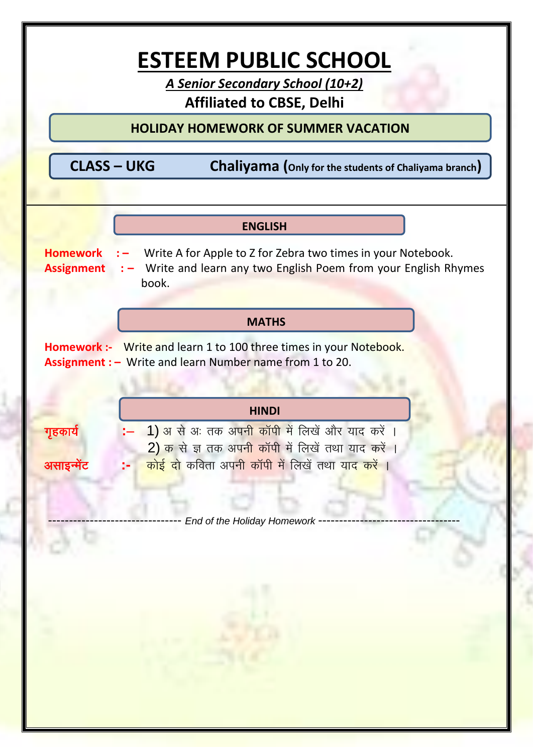# ESTEEM PUBLIC SCHOOL

***A Senior Secondary School (10+2)***

**Affiliated to CBSE, Delhi**

**HOLIDAY HOMEWORK OF SUMMER VACATION**

**CLASS – UKG** **Chaliyama (Only for the students of Chaliyama branch)**

## ENGLISH

**Homework :–** Write A for Apple to Z for Zebra two times in your Notebook.

**Assignment :–** Write and learn any two English Poem from your English Rhymes book.

## MATHS

**Homework :-** Write and learn 1 to 100 three times in your Notebook.

**Assignment : –** Write and learn Number name from 1 to 20.

## HINDI

**गृहकार्य :–** 1) अ से अः तक अपनी कॉपी में लिखें और याद करें ।
2) क से ज्ञ तक अपनी कॉपी में लिखें तथा याद करें ।

**असाइन्मेंट :-** कोई दो कविता अपनी कॉपी में लिखें तथा याद करें ।

------------------------------- *End of the Holiday Homework* ----------------------------------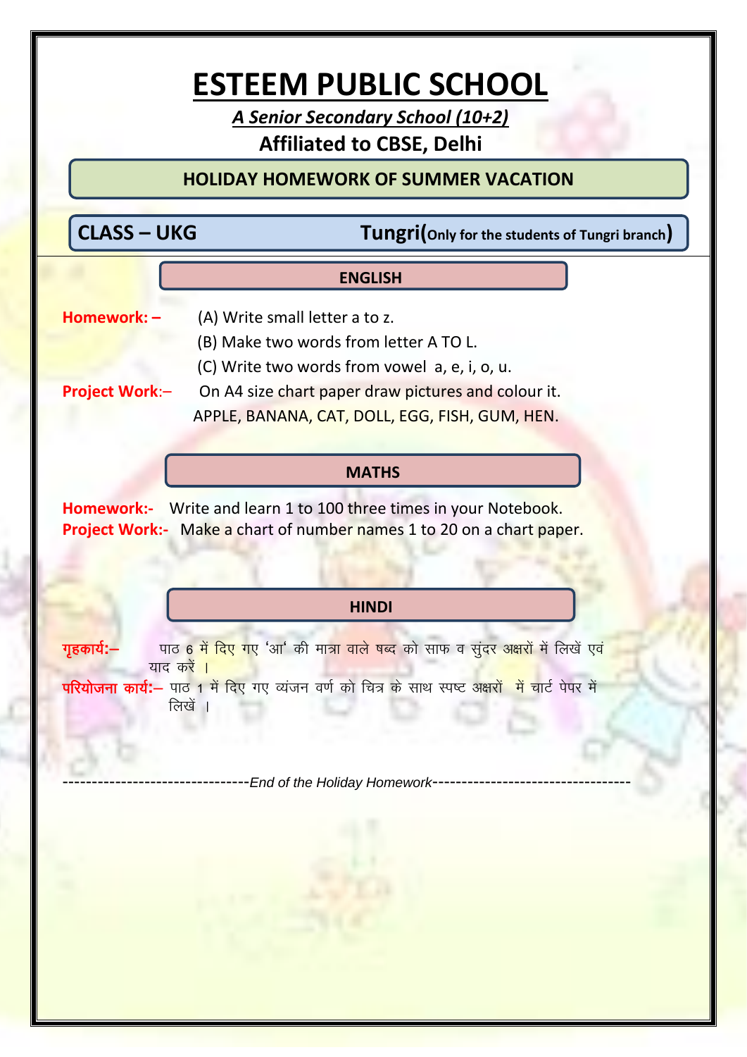# ESTEEM PUBLIC SCHOOL

***A Senior Secondary School (10+2)***

**Affiliated to CBSE, Delhi**

## HOLIDAY HOMEWORK OF SUMMER VACATION

**CLASS – UKG** **Tungri(Only for the students of Tungri branch)**

### ENGLISH

**Homework: –** (A) Write small letter a to z.

(B) Make two words from letter A TO L.

(C) Write two words from vowel a, e, i, o, u.

**Project Work**:– On A4 size chart paper draw pictures and colour it.

APPLE, BANANA, CAT, DOLL, EGG, FISH, GUM, HEN.

### MATHS

**Homework:-** Write and learn 1 to 100 three times in your Notebook.

**Project Work:-** Make a chart of number names 1 to 20 on a chart paper.

### HINDI

**गृहकार्य:–** पाठ 6 में दिए गए 'आ' की मात्रा वाले षब्द को साफ व सुंदर अक्षरों में लिखें एवं याद करें ।

**परियोजना कार्य:–** पाठ 1 में दिए गए व्यंजन वर्ण को चित्र के साथ स्पष्ट अक्षरों में चार्ट पेपर में लिखें ।

--------------------------------*End of the Holiday Homework*----------------------------------